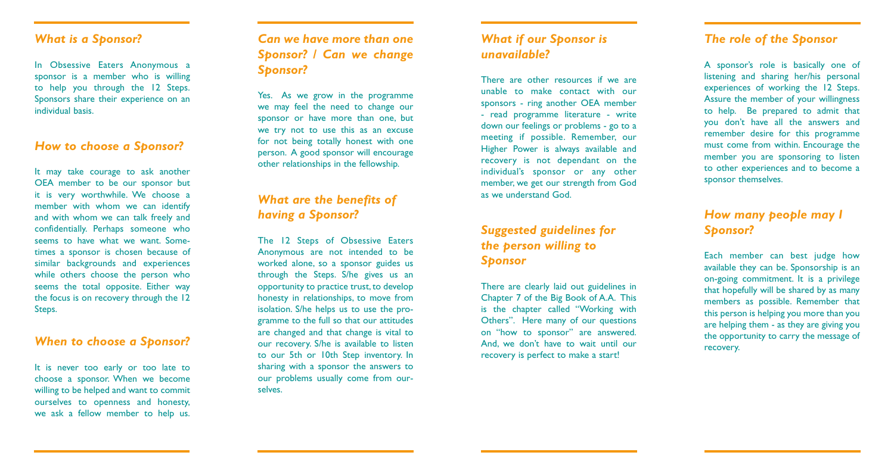## *What is a Sponsor?*

In Obsessive Eaters Anonymous a sponsor is a member who is willing to help you through the 12 Steps. Sponsors share their experience on an individual basis.

## *How to choose a Sponsor?*

It may take courage to ask another OEA member to be our sponsor but it is very worthwhile. We choose a member with whom we can identify and with whom we can talk freely and confidentially. Perhaps someone who seems to have what we want. Sometimes a sponsor is chosen because of similar backgrounds and experiences while others choose the person who seems the total opposite. Either way the focus is on recovery through the 12 Steps.

## *When to choose a Sponsor?*

It is never too early or too late to choose a sponsor. When we become willing to be helped and want to commit ourselves to openness and honesty, we ask a fellow member to help us.

## *Can we have more than one Sponsor? / Can we change Sponsor?*

Yes. As we grow in the programme we may feel the need to change our sponsor or have more than one, but we try not to use this as an excuse for not being totally honest with one person. A good sponsor will encourage other relationships in the fellowship.

## *What are the benefits of having a Sponsor?*

The 12 Steps of Obsessive Eaters Anonymous are not intended to be worked alone, so a sponsor guides us through the Steps. S/he gives us an opportunity to practice trust, to develop honesty in relationships, to move from isolation. S/he helps us to use the programme to the full so that our attitudes are changed and that change is vital to our recovery. S/he is available to listen to our 5th or 10th Step inventory. In sharing with a sponsor the answers to our problems usually come from ourselves.

## *What if our Sponsor is unavailable?*

There are other resources if we are unable to make contact with our sponsors - ring another OEA member - read programme literature - write down our feelings or problems - go to a meeting if possible. Remember, our Higher Power is always available and recovery is not dependant on the individual's sponsor or any other member, we get our strength from God as we understand God.

## *Suggested guidelines for the person willing to Sponsor*

There are clearly laid out guidelines in Chapter 7 of the Big Book of A.A. This is the chapter called "Working with Others". Here many of our questions on "how to sponsor" are answered. And, we don't have to wait until our recovery is perfect to make a start!

## *The role of the Sponsor*

A sponsor's role is basically one of listening and sharing her/his personal experiences of working the 12 Steps. Assure the member of your willingness to help. Be prepared to admit that you don't have all the answers and remember desire for this programme must come from within. Encourage the member you are sponsoring to listen to other experiences and to become a sponsor themselves.

## *How many people may I Sponsor?*

Each member can best judge how available they can be. Sponsorship is an on-going commitment. It is a privilege that hopefully will be shared by as many members as possible. Remember that this person is helping you more than you are helping them - as they are giving you the opportunity to carry the message of recovery.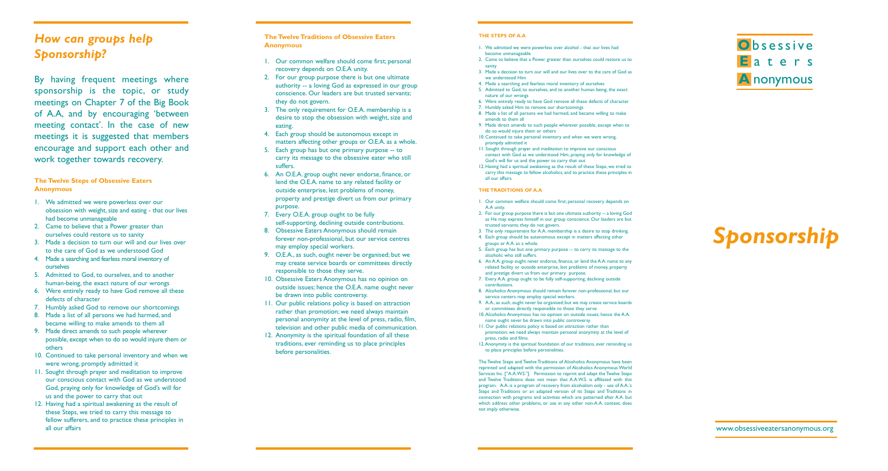## *How can groups help Sponsorship?*

By having frequent meetings where sponsorship is the topic, or study meetings on Chapter 7 of the Big Book of A.A, and by encouraging 'between meeting contact'. In the case of new meetings it is suggested that members encourage and support each other and work together towards recovery.

### The Twelve Steps of Obsessive Eaters Anonymous

1. We admitted we were powerless over our obsession with weight, size and eating - that our lives had become unmanageable
2. Came to believe that a Power greater than ourselves could restore us to sanity
3. Made a decision to turn our will and our lives over to the care of God as we understood God
4. Made a searching and fearless moral inventory of ourselves
5. Admitted to God, to ourselves, and to another human-being, the exact nature of our wrongs
6. Were entirely ready to have God remove all these defects of character
7. Humbly asked God to remove our shortcomings
8. Made a list of all persons we had harmed, and became willing to make amends to them all
9. Made direct amends to such people wherever possible, except when to do so would injure them or others
10. Continued to take personal inventory and when we were wrong, promptly admitted it
11. Sought through prayer and meditation to improve our conscious contact with God as we understood God, praying only for knowledge of God's will for us and the power to carry that out
12. Having had a spiritual awakening as the result of these Steps, we tried to carry this message to fellow sufferers, and to practice these principles in all our affairs

### The Twelve Traditions of Obsessive Eaters Anonymous

1. Our common welfare should come first; personal recovery depends on O.E.A unity.
2. For our group purpose there is but one ultimate authority -- a loving God as expressed in our group conscience. Our leaders are but trusted servants; they do not govern.
3. The only requirement for O.E.A. membership is a desire to stop the obsession with weight, size and eating.
4. Each group should be autonomous except in matters affecting other groups or O.E.A. as a whole.
5. Each group has but one primary purpose -- to carry its message to the obsessive eater who still suffers.
6. An O.E.A. group ought never endorse, finance, or lend the O.E.A. name to any related facility or outside enterprise, lest problems of money, property and prestige divert us from our primary purpose.
7. Every O.E.A. group ought to be fully self-supporting, declining outside contributions.
8. Obsessive Eaters Anonymous should remain forever non-professional, but our service centres may employ special workers.
9. O.E.A., as such, ought never be organised; but we may create service boards or committees directly responsible to those they serve.
10. Obsessive Eaters Anonymous has no opinion on outside issues; hence the O.E.A. name ought never be drawn into public controversy.
11. Our public relations policy is based on attraction rather than promotion; we need always maintain personal anonymity at the level of press, radio, film, television and other public media of communication.
12. Anonymity is the spiritual foundation of all these traditions, ever reminding us to place principles before personalities.

### THE STEPS OF A.A

1. We admitted we were powerless over alcohol - that our lives had become unmanageable
2. Came to believe that a Power greater than ourselves could restore us to sanity
3. Made a decision to turn our will and our lives over to the care of God as we understood Him
4. Made a searching and fearless moral inventory of ourselves
5. Admitted to God, to ourselves, and to another human being, the exact nature of our wrongs
6. Were entirely ready to have God remove all these defects of character
7. Humbly asked Him to remove our shortcomings
8. Made a list of all persons we had harmed, and became willing to make amends to them all
9. Made direct amends to such people wherever possible, except when to do so would injure them or others
10. Continued to take personal inventory and when we were wrong, promptly admitted it
11. Sought through prayer and meditation to improve our conscious contact with God as we understood Him, praying only for knowledge of God's will for us and the power to carry that out
12. Having had a spiritual awakening as the result of these Steps, we tried to carry this message to fellow alcoholics, and to practice these principles in all our affairs.

### THE TRADITIONS OF A.A

1. Our common welfare should come first; personal recovery depends on A.A unity.
2. For our group purpose there is but one ultimate authority -- a loving God as He may express himself in our group conscience. Our leaders are but trusted servants; they do not govern.
3. The only requirement for A.A. membership is a desire to stop drinking.
4. Each group should be autonomous except in matters affecting other groups or A.A. as a whole.
5. Each group has but one primary purpose -- to carry its message to the alcoholic who still suffers.
6. An A.A. group ought never endorse, finance, or lend the A.A. name to any related facility or outside enterprise, lest problems of money, property and prestige divert us from our primary purpose.
7. Every A.A. group ought to be fully self-supporting, declining outside contributions.
8. Alcoholics Anonymous should remain forever non-professional, but our service centers may employ special workers.
9. A.A., as such, ought never be organised; but we may create service boards or committees directly responsible to those they serve.
10. Alcoholics Anonymous has no opinion on outside issues; hence the A.A. name ought never be drawn into public controversy.
11. Our public relations policy is based on attraction rather than promotion; we need always maintain personal anonymity at the level of press, radio and films.
12. Anonymity is the spiritual foundation of our traditions, ever reminding us to place principles before personalities.

The Twelve Steps and Twelve Traditions of Alcoholics Anonymous have been reprinted and adapted with the permission of Alcoholics Anonymous World Services Inc. ["A.A.W.S."]. Permission to reprint and adapt the Twelve Steps and Twelve Traditions does not mean that A.A.W.S. is affiliated with this program. A.A. is a program of recovery from alcoholism only - use of A.A.'s Steps and Traditions or an adapted version of its Steps and Traditions in connection with programs and activities which are patterned after A.A. but which address other problems, or use in any other non-A.A. context, does not imply otherwise.

**O**bsessive
**E**aters
**A**nonymous

# *Sponsorship*

www.obsessiveeatersanonymous.org